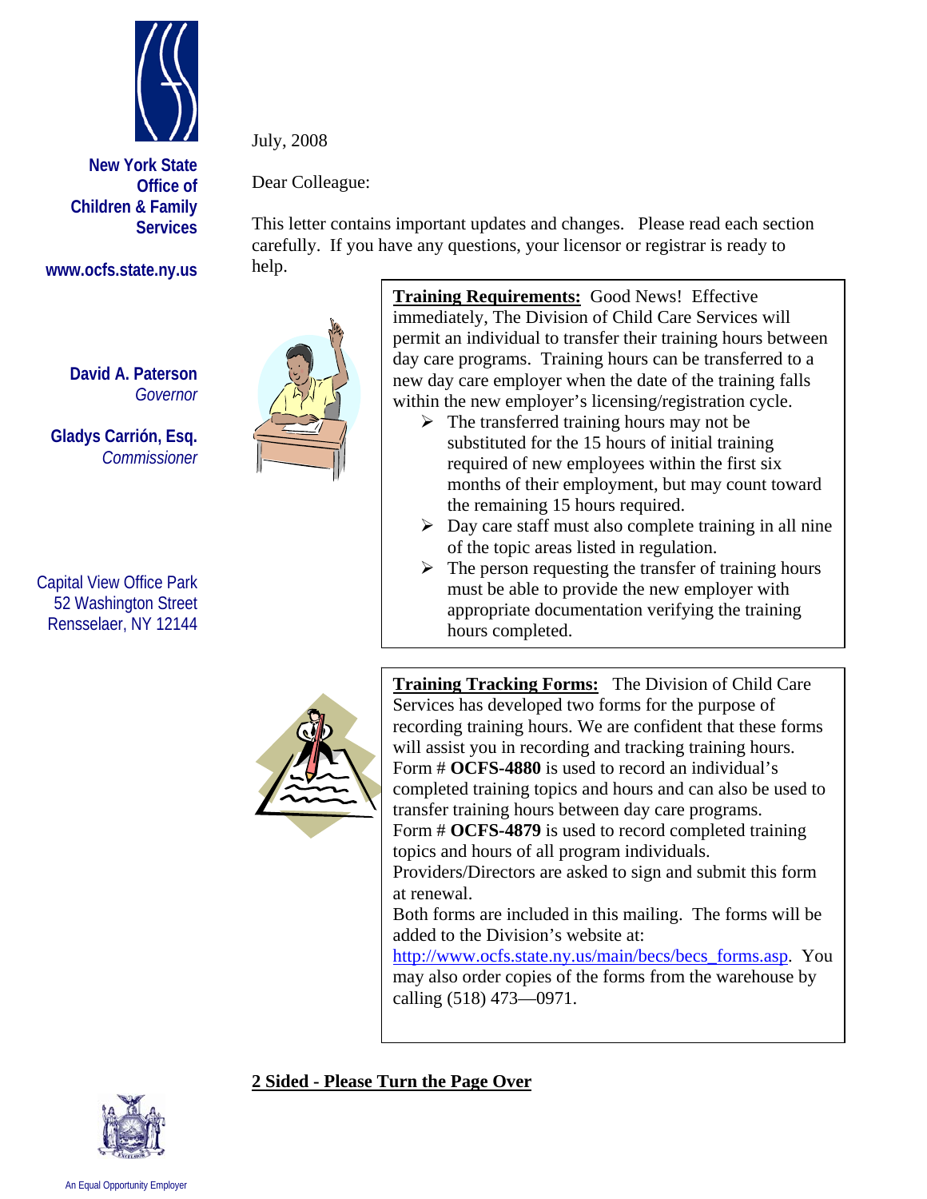**New York State Office of Children & Family Services**

www.ocfs.state.ny.us

**David A. Paterson**
*Governor*

**Gladys Carrión, Esq.**
*Commissioner*

Capital View Office Park
52 Washington Street
Rensselaer, NY 12144

July, 2008

Dear Colleague:

This letter contains important updates and changes. Please read each section carefully. If you have any questions, your licensor or registrar is ready to help.

**Training Requirements:** Good News! Effective immediately, The Division of Child Care Services will permit an individual to transfer their training hours between day care programs. Training hours can be transferred to a new day care employer when the date of the training falls within the new employer's licensing/registration cycle.

- The transferred training hours may not be substituted for the 15 hours of initial training required of new employees within the first six months of their employment, but may count toward the remaining 15 hours required.
- Day care staff must also complete training in all nine of the topic areas listed in regulation.
- The person requesting the transfer of training hours must be able to provide the new employer with appropriate documentation verifying the training hours completed.

**Training Tracking Forms:** The Division of Child Care Services has developed two forms for the purpose of recording training hours. We are confident that these forms will assist you in recording and tracking training hours.
Form # **OCFS-4880** is used to record an individual's completed training topics and hours and can also be used to transfer training hours between day care programs.
Form # **OCFS-4879** is used to record completed training topics and hours of all program individuals.
Providers/Directors are asked to sign and submit this form at renewal.
Both forms are included in this mailing. The forms will be added to the Division's website at:
http://www.ocfs.state.ny.us/main/becs/becs_forms.asp. You may also order copies of the forms from the warehouse by calling (518) 473—0971.

**2 Sided - Please Turn the Page Over**

An Equal Opportunity Employer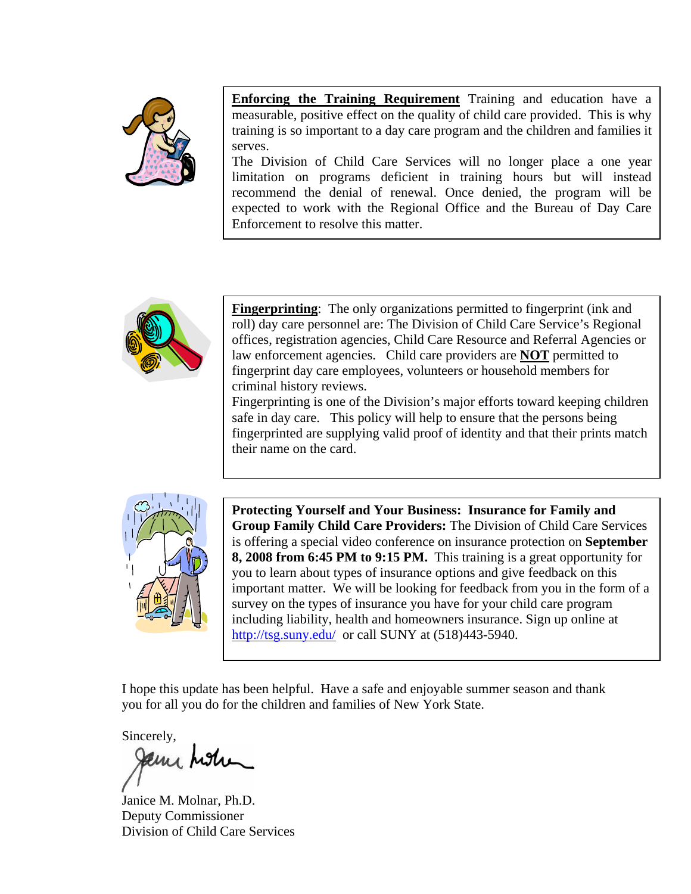**<u>Enforcing the Training Requirement</u>** Training and education have a measurable, positive effect on the quality of child care provided. This is why training is so important to a day care program and the children and families it serves.

The Division of Child Care Services will no longer place a one year limitation on programs deficient in training hours but will instead recommend the denial of renewal. Once denied, the program will be expected to work with the Regional Office and the Bureau of Day Care Enforcement to resolve this matter.

**<u>Fingerprinting</u>**: The only organizations permitted to fingerprint (ink and roll) day care personnel are: The Division of Child Care Service's Regional offices, registration agencies, Child Care Resource and Referral Agencies or law enforcement agencies. Child care providers are **<u>NOT</u>** permitted to fingerprint day care employees, volunteers or household members for criminal history reviews.

Fingerprinting is one of the Division's major efforts toward keeping children safe in day care. This policy will help to ensure that the persons being fingerprinted are supplying valid proof of identity and that their prints match their name on the card.

**Protecting Yourself and Your Business: Insurance for Family and Group Family Child Care Providers:** The Division of Child Care Services is offering a special video conference on insurance protection on **September 8, 2008 from 6:45 PM to 9:15 PM.** This training is a great opportunity for you to learn about types of insurance options and give feedback on this important matter. We will be looking for feedback from you in the form of a survey on the types of insurance you have for your child care program including liability, health and homeowners insurance. Sign up online at http://tsg.suny.edu/ or call SUNY at (518)443-5940.

I hope this update has been helpful. Have a safe and enjoyable summer season and thank you for all you do for the children and families of New York State.

Sincerely,

Janice M. Molnar, Ph.D.
Deputy Commissioner
Division of Child Care Services